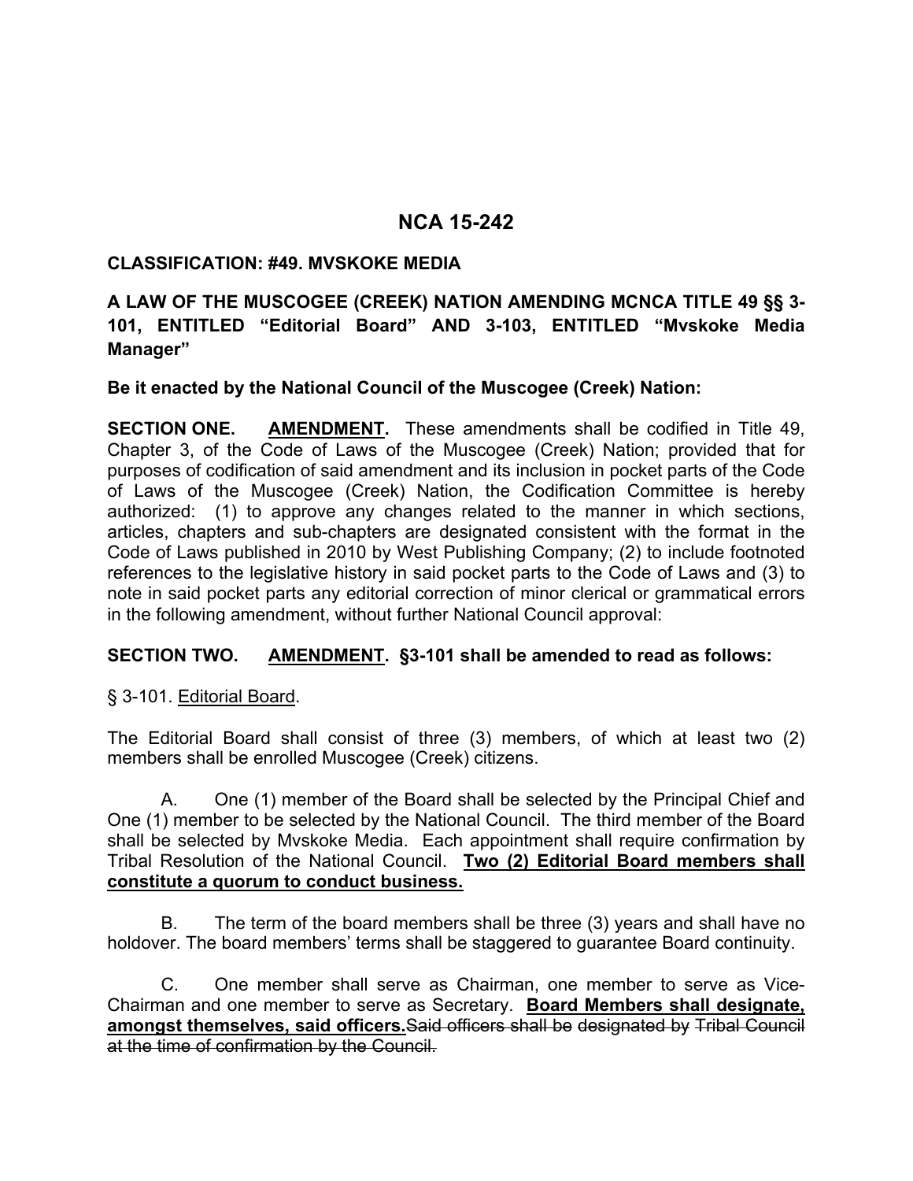# NCA 15-242

**CLASSIFICATION: #49. MVSKOKE MEDIA**

**A LAW OF THE MUSCOGEE (CREEK) NATION AMENDING MCNCA TITLE 49 §§ 3-101, ENTITLED "Editorial Board" AND 3-103, ENTITLED "Mvskoke Media Manager"**

**Be it enacted by the National Council of the Muscogee (Creek) Nation:**

**SECTION ONE. <u>AMENDMENT</u>.** These amendments shall be codified in Title 49, Chapter 3, of the Code of Laws of the Muscogee (Creek) Nation; provided that for purposes of codification of said amendment and its inclusion in pocket parts of the Code of Laws of the Muscogee (Creek) Nation, the Codification Committee is hereby authorized: (1) to approve any changes related to the manner in which sections, articles, chapters and sub-chapters are designated consistent with the format in the Code of Laws published in 2010 by West Publishing Company; (2) to include footnoted references to the legislative history in said pocket parts to the Code of Laws and (3) to note in said pocket parts any editorial correction of minor clerical or grammatical errors in the following amendment, without further National Council approval:

**SECTION TWO. <u>AMENDMENT</u>. §3-101 shall be amended to read as follows:**

§ 3-101. <u>Editorial Board</u>.

The Editorial Board shall consist of three (3) members, of which at least two (2) members shall be enrolled Muscogee (Creek) citizens.

A. One (1) member of the Board shall be selected by the Principal Chief and One (1) member to be selected by the National Council. The third member of the Board shall be selected by Mvskoke Media. Each appointment shall require confirmation by Tribal Resolution of the National Council. **<u>Two (2) Editorial Board members shall constitute a quorum to conduct business.</u>**

B. The term of the board members shall be three (3) years and shall have no holdover. The board members' terms shall be staggered to guarantee Board continuity.

C. One member shall serve as Chairman, one member to serve as Vice-Chairman and one member to serve as Secretary. **<u>Board Members shall designate, amongst themselves, said officers.</u>**~~Said officers shall be designated by Tribal Council at the time of confirmation by the Council.~~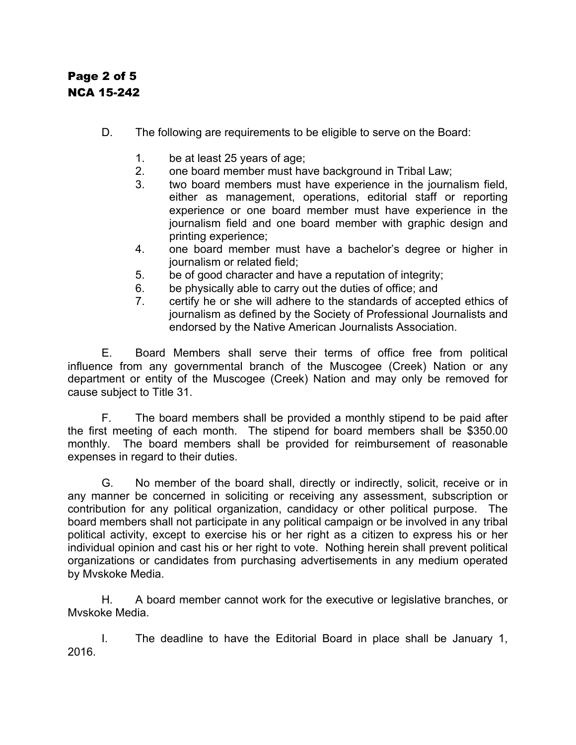D. The following are requirements to be eligible to serve on the Board:

1. be at least 25 years of age;
2. one board member must have background in Tribal Law;
3. two board members must have experience in the journalism field, either as management, operations, editorial staff or reporting experience or one board member must have experience in the journalism field and one board member with graphic design and printing experience;
4. one board member must have a bachelor's degree or higher in journalism or related field;
5. be of good character and have a reputation of integrity;
6. be physically able to carry out the duties of office; and
7. certify he or she will adhere to the standards of accepted ethics of journalism as defined by the Society of Professional Journalists and endorsed by the Native American Journalists Association.

E. Board Members shall serve their terms of office free from political influence from any governmental branch of the Muscogee (Creek) Nation or any department or entity of the Muscogee (Creek) Nation and may only be removed for cause subject to Title 31.

F. The board members shall be provided a monthly stipend to be paid after the first meeting of each month. The stipend for board members shall be $350.00 monthly. The board members shall be provided for reimbursement of reasonable expenses in regard to their duties.

G. No member of the board shall, directly or indirectly, solicit, receive or in any manner be concerned in soliciting or receiving any assessment, subscription or contribution for any political organization, candidacy or other political purpose. The board members shall not participate in any political campaign or be involved in any tribal political activity, except to exercise his or her right as a citizen to express his or her individual opinion and cast his or her right to vote. Nothing herein shall prevent political organizations or candidates from purchasing advertisements in any medium operated by Mvskoke Media.

H. A board member cannot work for the executive or legislative branches, or Mvskoke Media.

I. The deadline to have the Editorial Board in place shall be January 1, 2016.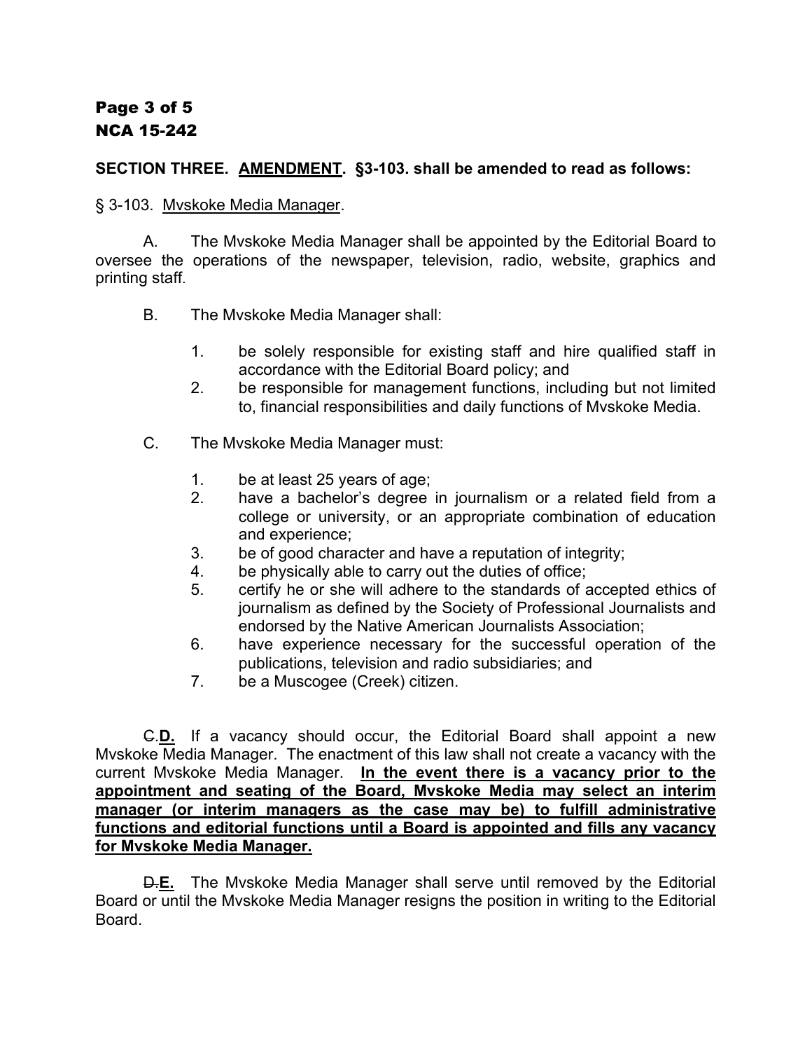**SECTION THREE. AMENDMENT. §3-103. shall be amended to read as follows:**

§ 3-103. Mvskoke Media Manager.

A. The Mvskoke Media Manager shall be appointed by the Editorial Board to oversee the operations of the newspaper, television, radio, website, graphics and printing staff.

B. The Mvskoke Media Manager shall:

1. be solely responsible for existing staff and hire qualified staff in accordance with the Editorial Board policy; and
2. be responsible for management functions, including but not limited to, financial responsibilities and daily functions of Mvskoke Media.

C. The Mvskoke Media Manager must:

1. be at least 25 years of age;
2. have a bachelor's degree in journalism or a related field from a college or university, or an appropriate combination of education and experience;
3. be of good character and have a reputation of integrity;
4. be physically able to carry out the duties of office;
5. certify he or she will adhere to the standards of accepted ethics of journalism as defined by the Society of Professional Journalists and endorsed by the Native American Journalists Association;
6. have experience necessary for the successful operation of the publications, television and radio subsidiaries; and
7. be a Muscogee (Creek) citizen.

~~C.~~**D.** If a vacancy should occur, the Editorial Board shall appoint a new Mvskoke Media Manager. The enactment of this law shall not create a vacancy with the current Mvskoke Media Manager. **In the event there is a vacancy prior to the appointment and seating of the Board, Mvskoke Media may select an interim manager (or interim managers as the case may be) to fulfill administrative functions and editorial functions until a Board is appointed and fills any vacancy for Mvskoke Media Manager.**

~~D.~~**E.** The Mvskoke Media Manager shall serve until removed by the Editorial Board or until the Mvskoke Media Manager resigns the position in writing to the Editorial Board.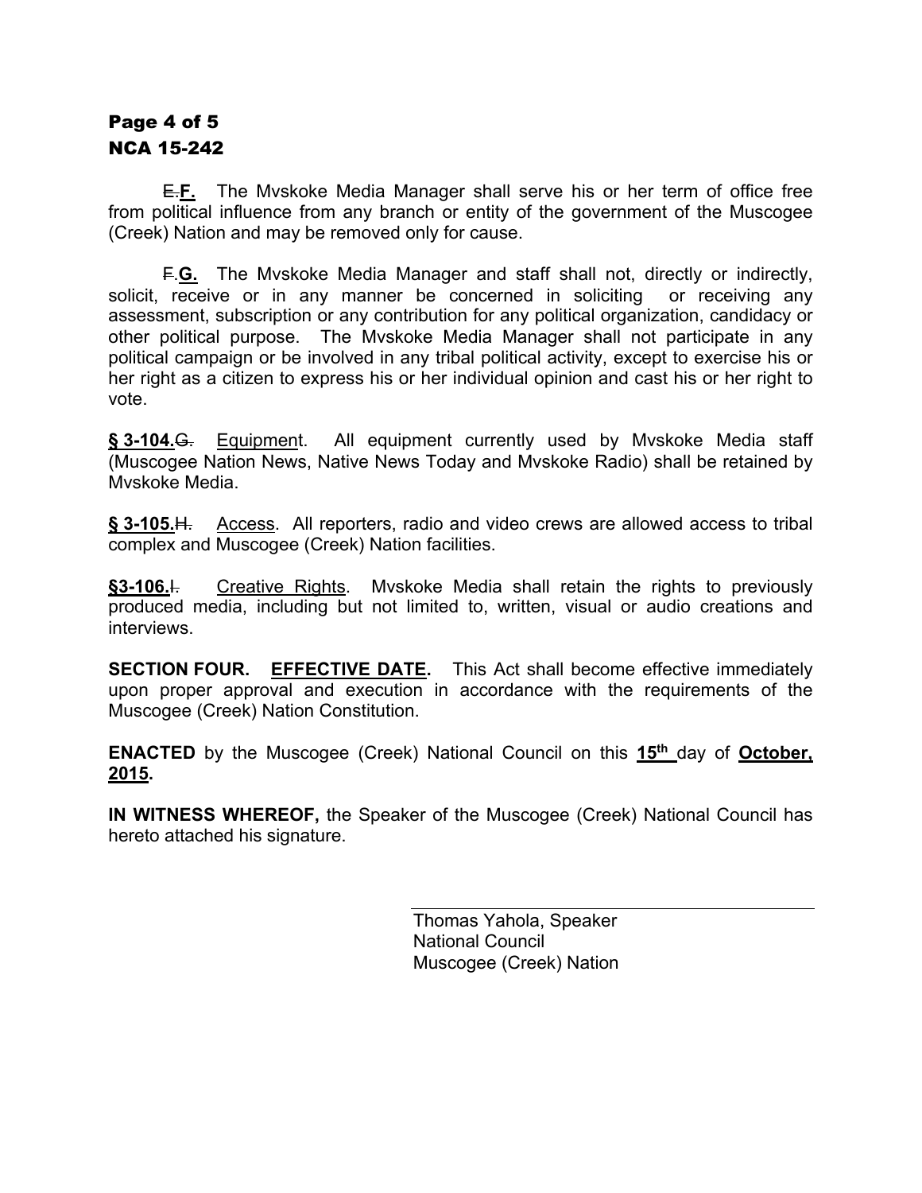~~E.~~**F.** The Mvskoke Media Manager shall serve his or her term of office free from political influence from any branch or entity of the government of the Muscogee (Creek) Nation and may be removed only for cause.

~~F.~~**G.** The Mvskoke Media Manager and staff shall not, directly or indirectly, solicit, receive or in any manner be concerned in soliciting or receiving any assessment, subscription or any contribution for any political organization, candidacy or other political purpose. The Mvskoke Media Manager shall not participate in any political campaign or be involved in any tribal political activity, except to exercise his or her right as a citizen to express his or her individual opinion and cast his or her right to vote.

**§ 3-104.**~~G.~~ Equipment. All equipment currently used by Mvskoke Media staff (Muscogee Nation News, Native News Today and Mvskoke Radio) shall be retained by Mvskoke Media.

**§ 3-105.**~~H.~~ Access. All reporters, radio and video crews are allowed access to tribal complex and Muscogee (Creek) Nation facilities.

**§3-106.**~~I.~~ Creative Rights. Mvskoke Media shall retain the rights to previously produced media, including but not limited to, written, visual or audio creations and interviews.

**SECTION FOUR. EFFECTIVE DATE.** This Act shall become effective immediately upon proper approval and execution in accordance with the requirements of the Muscogee (Creek) Nation Constitution.

**ENACTED** by the Muscogee (Creek) National Council on this **15th** day of **October, 2015.**

**IN WITNESS WHEREOF,** the Speaker of the Muscogee (Creek) National Council has hereto attached his signature.

Thomas Yahola, Speaker
National Council
Muscogee (Creek) Nation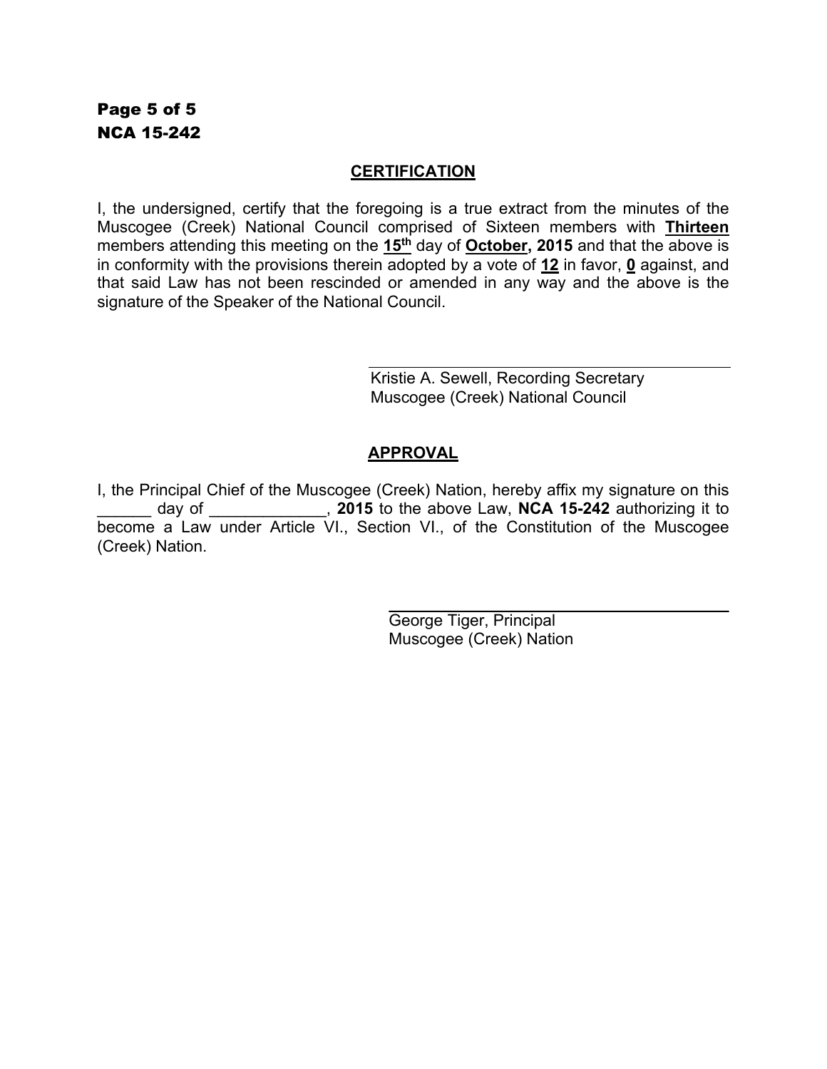**NCA 15-242**

## CERTIFICATION

I, the undersigned, certify that the foregoing is a true extract from the minutes of the Muscogee (Creek) National Council comprised of Sixteen members with **Thirteen** members attending this meeting on the **15th** day of **October, 2015** and that the above is in conformity with the provisions therein adopted by a vote of **12** in favor, **0** against, and that said Law has not been rescinded or amended in any way and the above is the signature of the Speaker of the National Council.

Kristie A. Sewell, Recording Secretary
Muscogee (Creek) National Council

## APPROVAL

I, the Principal Chief of the Muscogee (Creek) Nation, hereby affix my signature on this ______ day of _____________, **2015** to the above Law, **NCA 15-242** authorizing it to become a Law under Article VI., Section VI., of the Constitution of the Muscogee (Creek) Nation.

George Tiger, Principal
Muscogee (Creek) Nation